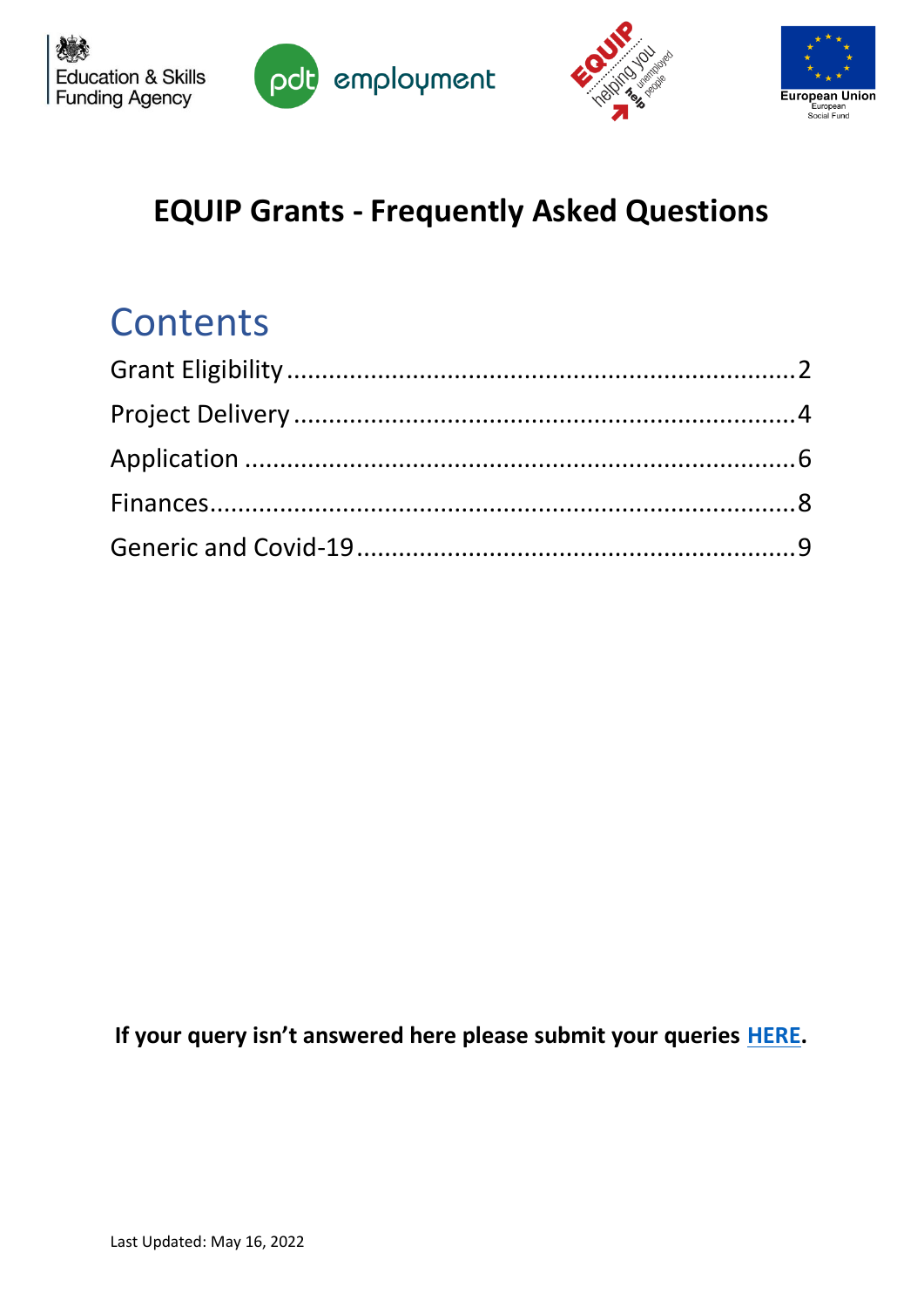# EQUIP Grants - Frequently Asked Questions

## Contents

Grant Eligibility ........................................................................ 2

Project Delivery ......................................................................... 4

Application ................................................................................ 6

Finances..................................................................................... 8

Generic and Covid-19 ................................................................ 9

**If your query isn't answered here please submit your queries HERE.**

Last Updated: May 16, 2022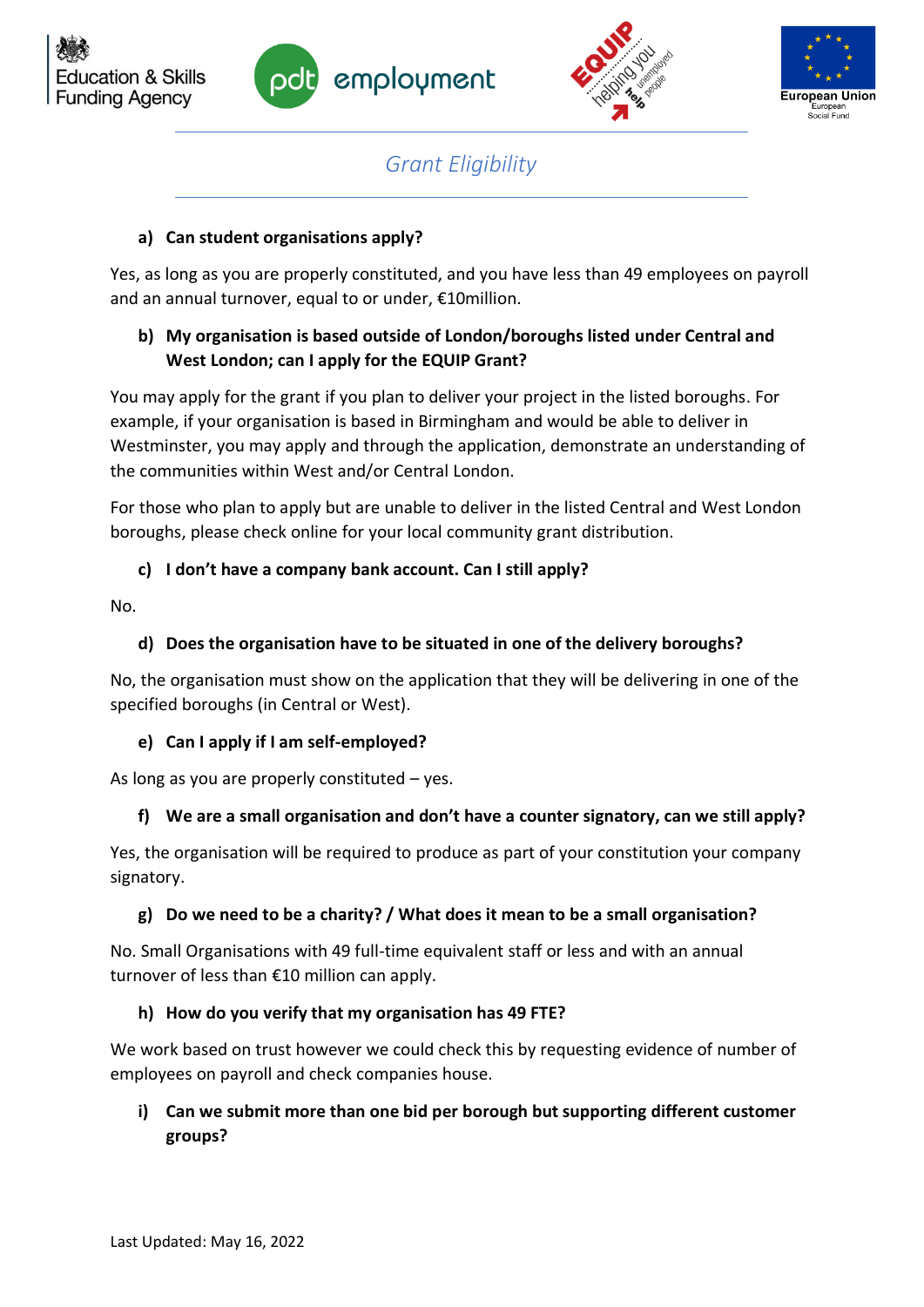# Grant Eligibility

**a) Can student organisations apply?**

Yes, as long as you are properly constituted, and you have less than 49 employees on payroll and an annual turnover, equal to or under, €10million.

**b) My organisation is based outside of London/boroughs listed under Central and West London; can I apply for the EQUIP Grant?**

You may apply for the grant if you plan to deliver your project in the listed boroughs. For example, if your organisation is based in Birmingham and would be able to deliver in Westminster, you may apply and through the application, demonstrate an understanding of the communities within West and/or Central London.

For those who plan to apply but are unable to deliver in the listed Central and West London boroughs, please check online for your local community grant distribution.

**c) I don't have a company bank account. Can I still apply?**

No.

**d) Does the organisation have to be situated in one of the delivery boroughs?**

No, the organisation must show on the application that they will be delivering in one of the specified boroughs (in Central or West).

**e) Can I apply if I am self-employed?**

As long as you are properly constituted – yes.

**f) We are a small organisation and don't have a counter signatory, can we still apply?**

Yes, the organisation will be required to produce as part of your constitution your company signatory.

**g) Do we need to be a charity? / What does it mean to be a small organisation?**

No. Small Organisations with 49 full-time equivalent staff or less and with an annual turnover of less than €10 million can apply.

**h) How do you verify that my organisation has 49 FTE?**

We work based on trust however we could check this by requesting evidence of number of employees on payroll and check companies house.

**i) Can we submit more than one bid per borough but supporting different customer groups?**

Last Updated: May 16, 2022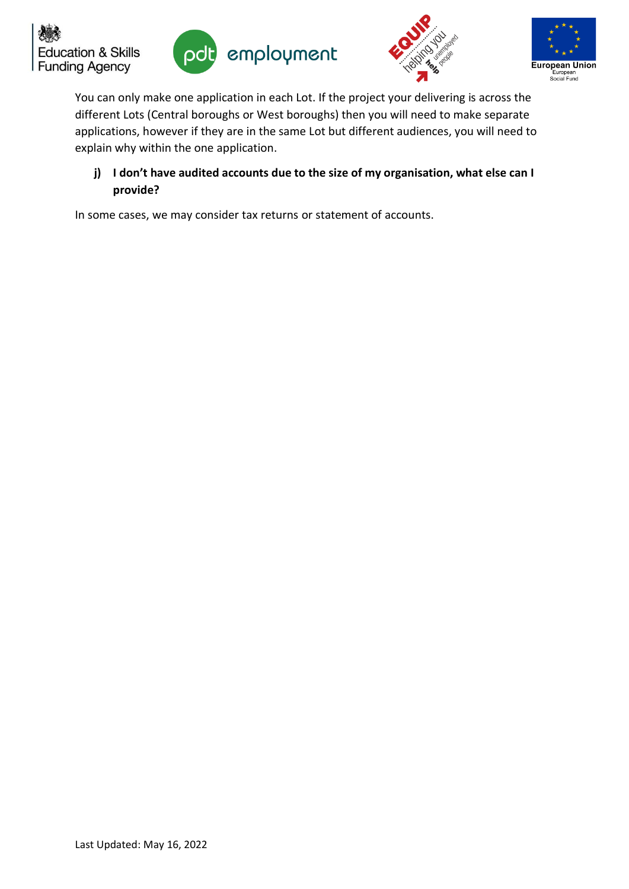You can only make one application in each Lot. If the project your delivering is across the different Lots (Central boroughs or West boroughs) then you will need to make separate applications, however if they are in the same Lot but different audiences, you will need to explain why within the one application.

**j) I don't have audited accounts due to the size of my organisation, what else can I provide?**

In some cases, we may consider tax returns or statement of accounts.

Last Updated: May 16, 2022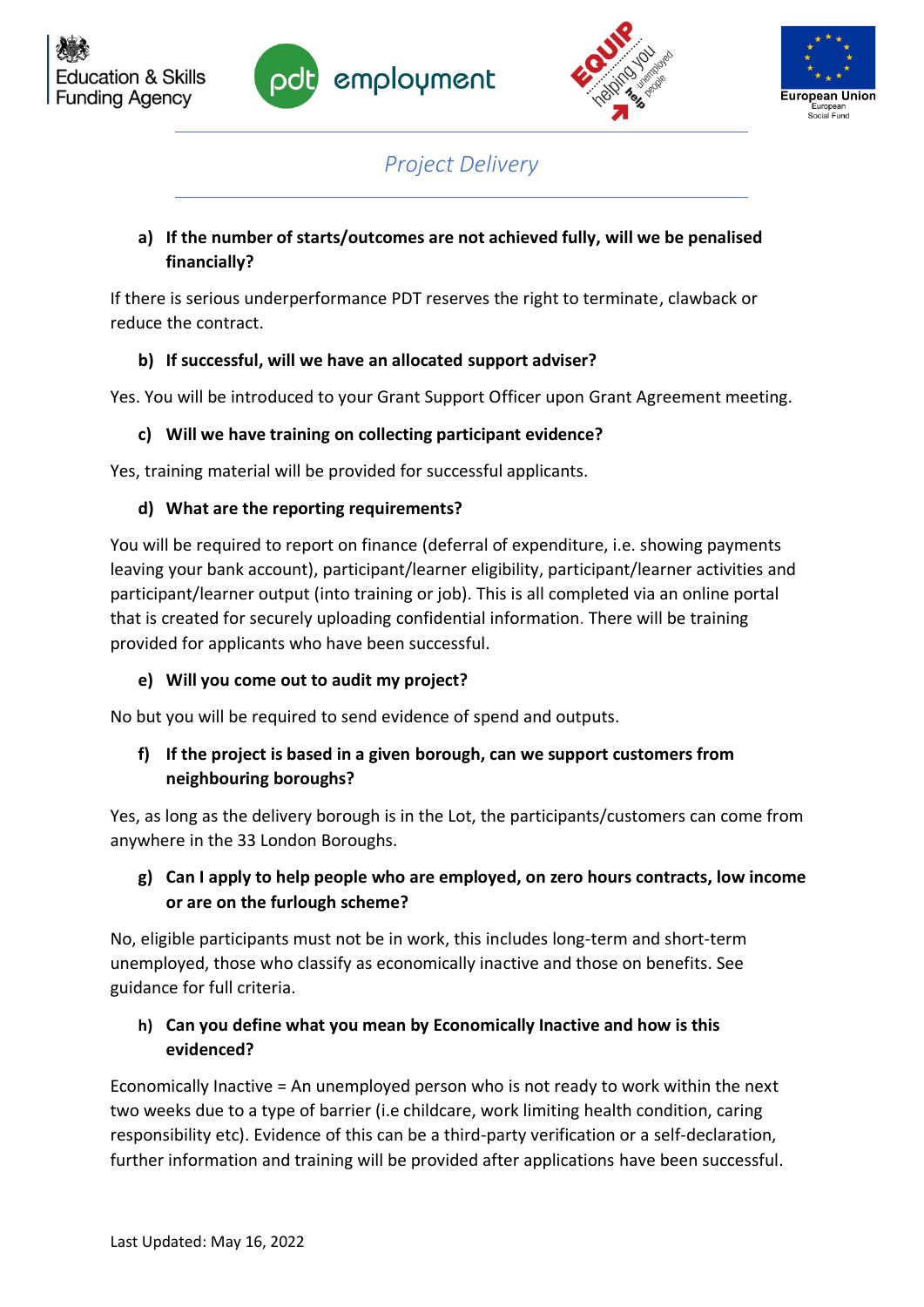## Project Delivery

a) **If the number of starts/outcomes are not achieved fully, will we be penalised financially?**

If there is serious underperformance PDT reserves the right to terminate, clawback or reduce the contract.

b) **If successful, will we have an allocated support adviser?**

Yes. You will be introduced to your Grant Support Officer upon Grant Agreement meeting.

c) **Will we have training on collecting participant evidence?**

Yes, training material will be provided for successful applicants.

d) **What are the reporting requirements?**

You will be required to report on finance (deferral of expenditure, i.e. showing payments leaving your bank account), participant/learner eligibility, participant/learner activities and participant/learner output (into training or job). This is all completed via an online portal that is created for securely uploading confidential information. There will be training provided for applicants who have been successful.

e) **Will you come out to audit my project?**

No but you will be required to send evidence of spend and outputs.

f) **If the project is based in a given borough, can we support customers from neighbouring boroughs?**

Yes, as long as the delivery borough is in the Lot, the participants/customers can come from anywhere in the 33 London Boroughs.

g) **Can I apply to help people who are employed, on zero hours contracts, low income or are on the furlough scheme?**

No, eligible participants must not be in work, this includes long-term and short-term unemployed, those who classify as economically inactive and those on benefits. See guidance for full criteria.

h) **Can you define what you mean by Economically Inactive and how is this evidenced?**

Economically Inactive = An unemployed person who is not ready to work within the next two weeks due to a type of barrier (i.e childcare, work limiting health condition, caring responsibility etc). Evidence of this can be a third-party verification or a self-declaration, further information and training will be provided after applications have been successful.

Last Updated: May 16, 2022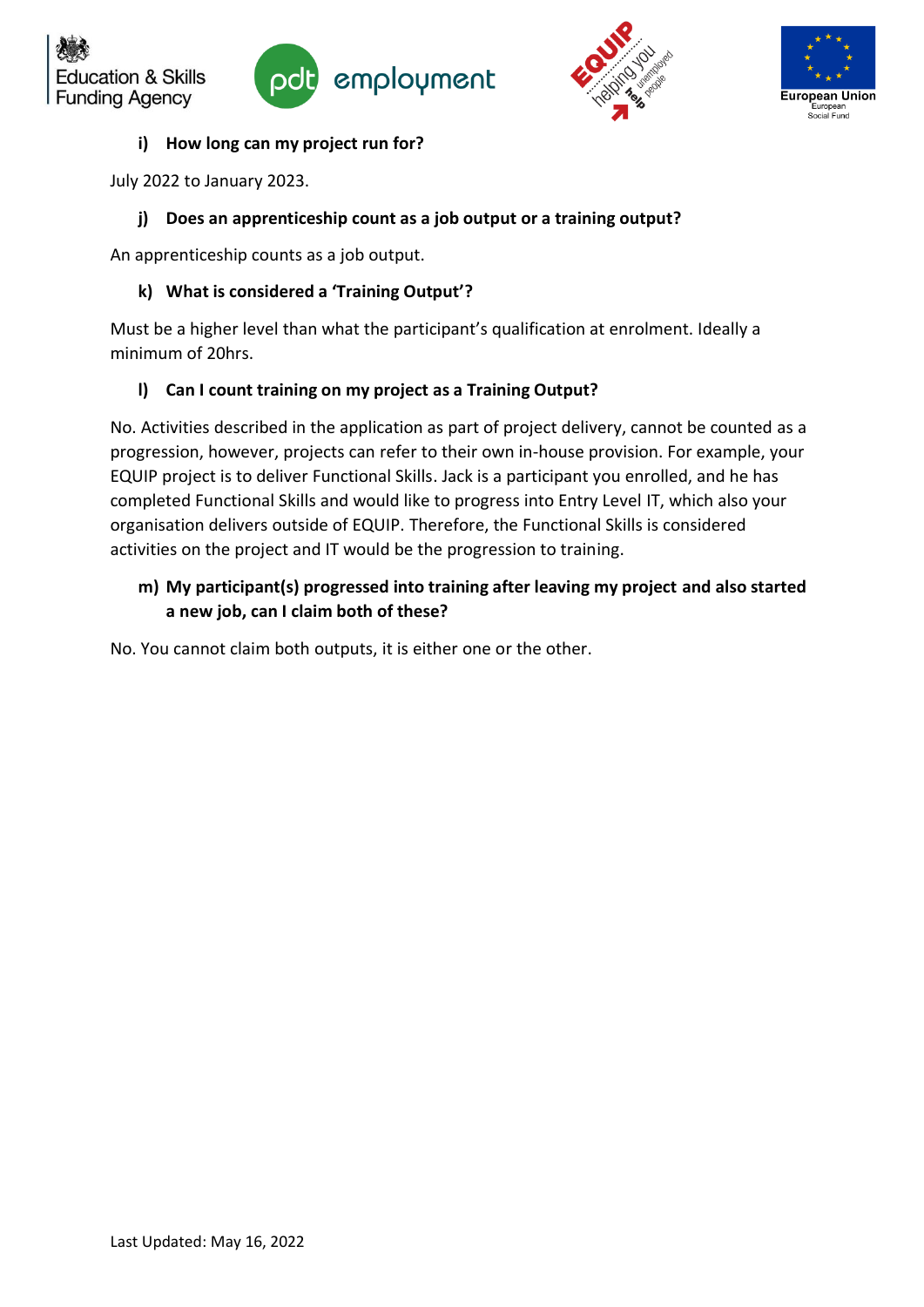### i) How long can my project run for?

July 2022 to January 2023.

### j) Does an apprenticeship count as a job output or a training output?

An apprenticeship counts as a job output.

### k) What is considered a 'Training Output'?

Must be a higher level than what the participant's qualification at enrolment. Ideally a minimum of 20hrs.

### l) Can I count training on my project as a Training Output?

No. Activities described in the application as part of project delivery, cannot be counted as a progression, however, projects can refer to their own in-house provision. For example, your EQUIP project is to deliver Functional Skills. Jack is a participant you enrolled, and he has completed Functional Skills and would like to progress into Entry Level IT, which also your organisation delivers outside of EQUIP. Therefore, the Functional Skills is considered activities on the project and IT would be the progression to training.

### m) My participant(s) progressed into training after leaving my project and also started a new job, can I claim both of these?

No. You cannot claim both outputs, it is either one or the other.

Last Updated: May 16, 2022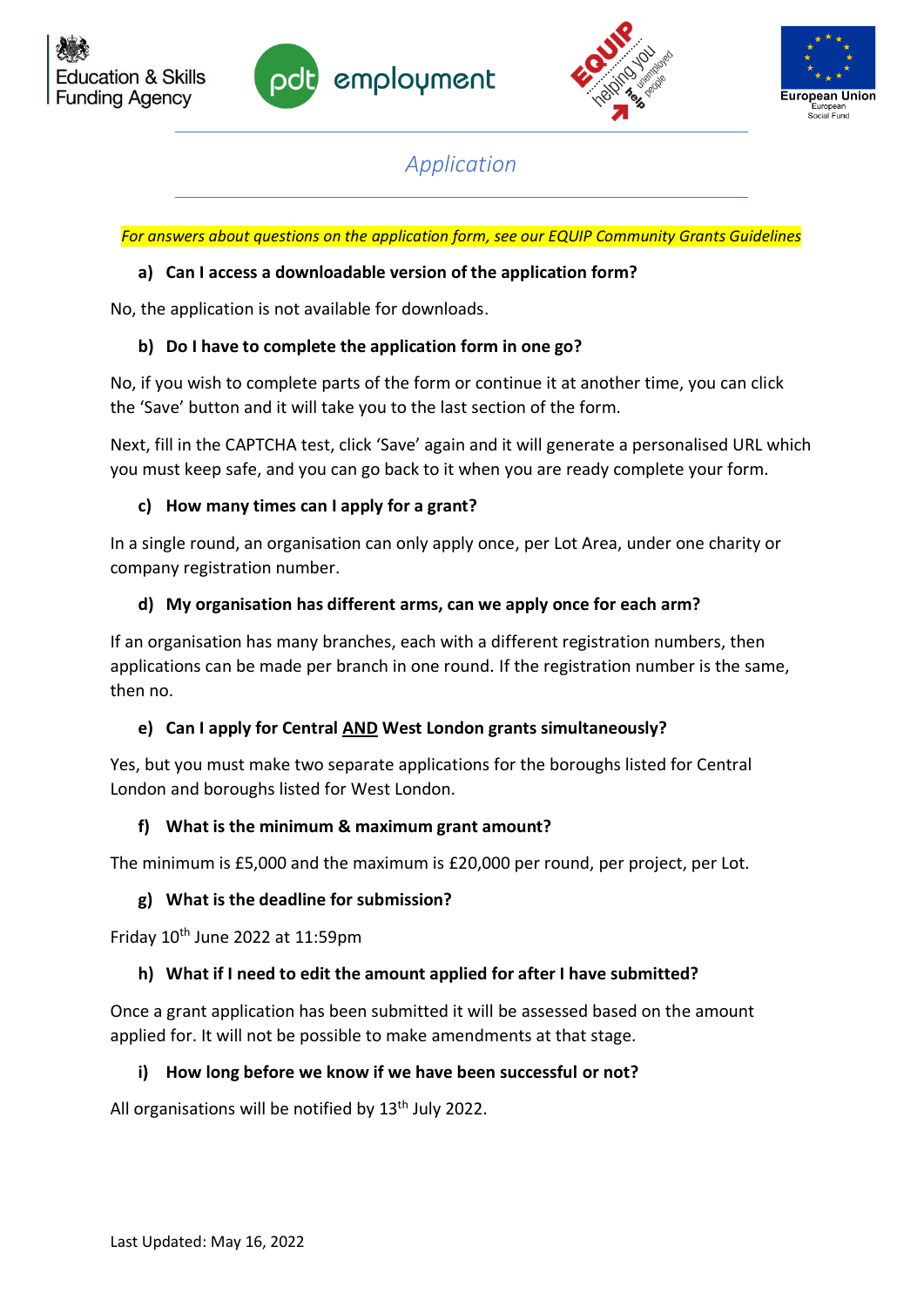# Application

*For answers about questions on the application form, see our EQUIP Community Grants Guidelines*

### a) Can I access a downloadable version of the application form?

No, the application is not available for downloads.

### b) Do I have to complete the application form in one go?

No, if you wish to complete parts of the form or continue it at another time, you can click the 'Save' button and it will take you to the last section of the form.

Next, fill in the CAPTCHA test, click 'Save' again and it will generate a personalised URL which you must keep safe, and you can go back to it when you are ready complete your form.

### c) How many times can I apply for a grant?

In a single round, an organisation can only apply once, per Lot Area, under one charity or company registration number.

### d) My organisation has different arms, can we apply once for each arm?

If an organisation has many branches, each with a different registration numbers, then applications can be made per branch in one round. If the registration number is the same, then no.

### e) Can I apply for Central AND West London grants simultaneously?

Yes, but you must make two separate applications for the boroughs listed for Central London and boroughs listed for West London.

### f) What is the minimum & maximum grant amount?

The minimum is £5,000 and the maximum is £20,000 per round, per project, per Lot.

### g) What is the deadline for submission?

Friday 10th June 2022 at 11:59pm

### h) What if I need to edit the amount applied for after I have submitted?

Once a grant application has been submitted it will be assessed based on the amount applied for. It will not be possible to make amendments at that stage.

### i) How long before we know if we have been successful or not?

All organisations will be notified by 13th July 2022.

Last Updated: May 16, 2022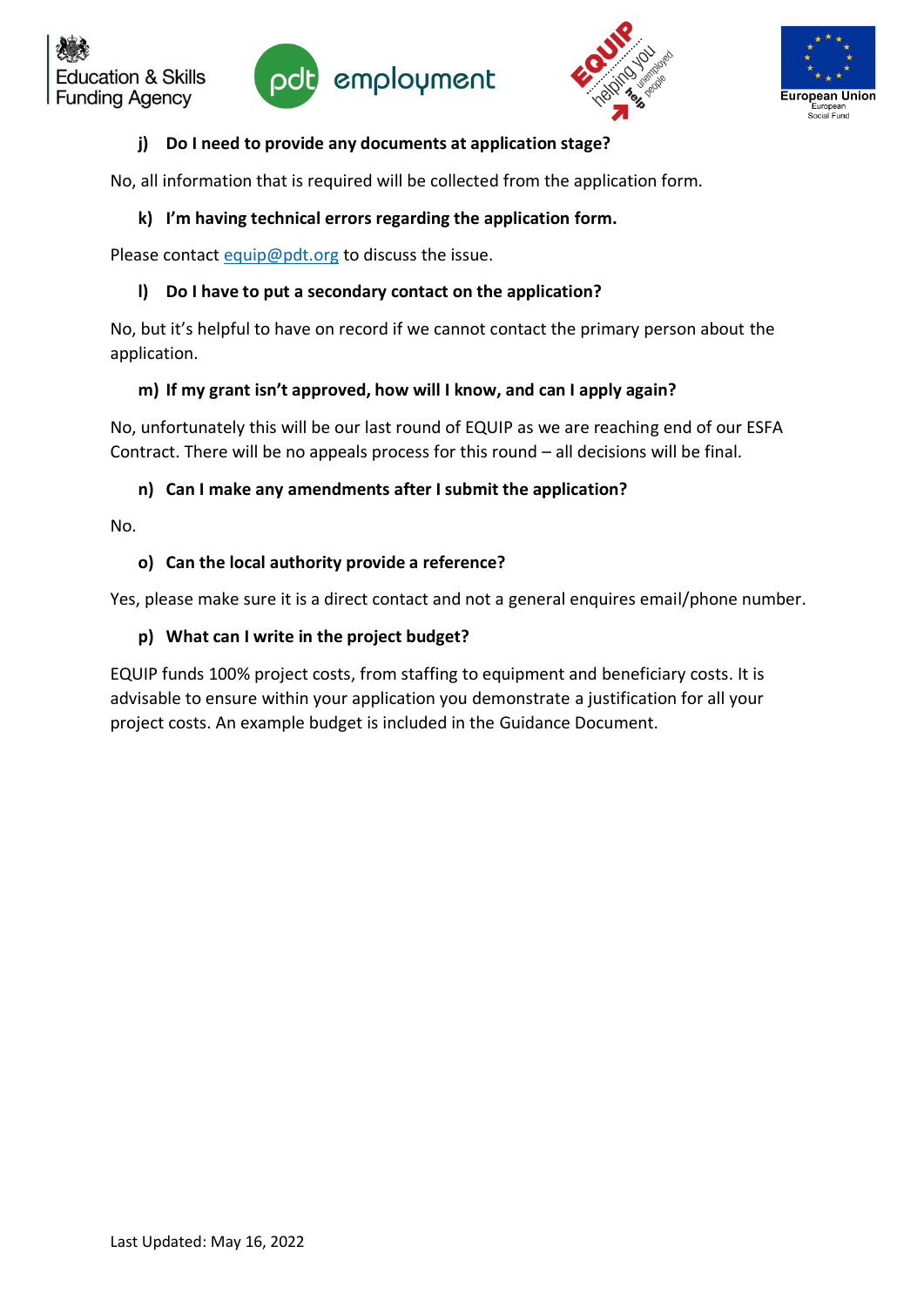#### j) Do I need to provide any documents at application stage?

No, all information that is required will be collected from the application form.

#### k) I'm having technical errors regarding the application form.

Please contact equip@pdt.org to discuss the issue.

#### l) Do I have to put a secondary contact on the application?

No, but it's helpful to have on record if we cannot contact the primary person about the application.

#### m) If my grant isn't approved, how will I know, and can I apply again?

No, unfortunately this will be our last round of EQUIP as we are reaching end of our ESFA Contract. There will be no appeals process for this round – all decisions will be final.

#### n) Can I make any amendments after I submit the application?

No.

#### o) Can the local authority provide a reference?

Yes, please make sure it is a direct contact and not a general enquires email/phone number.

#### p) What can I write in the project budget?

EQUIP funds 100% project costs, from staffing to equipment and beneficiary costs. It is advisable to ensure within your application you demonstrate a justification for all your project costs. An example budget is included in the Guidance Document.

Last Updated: May 16, 2022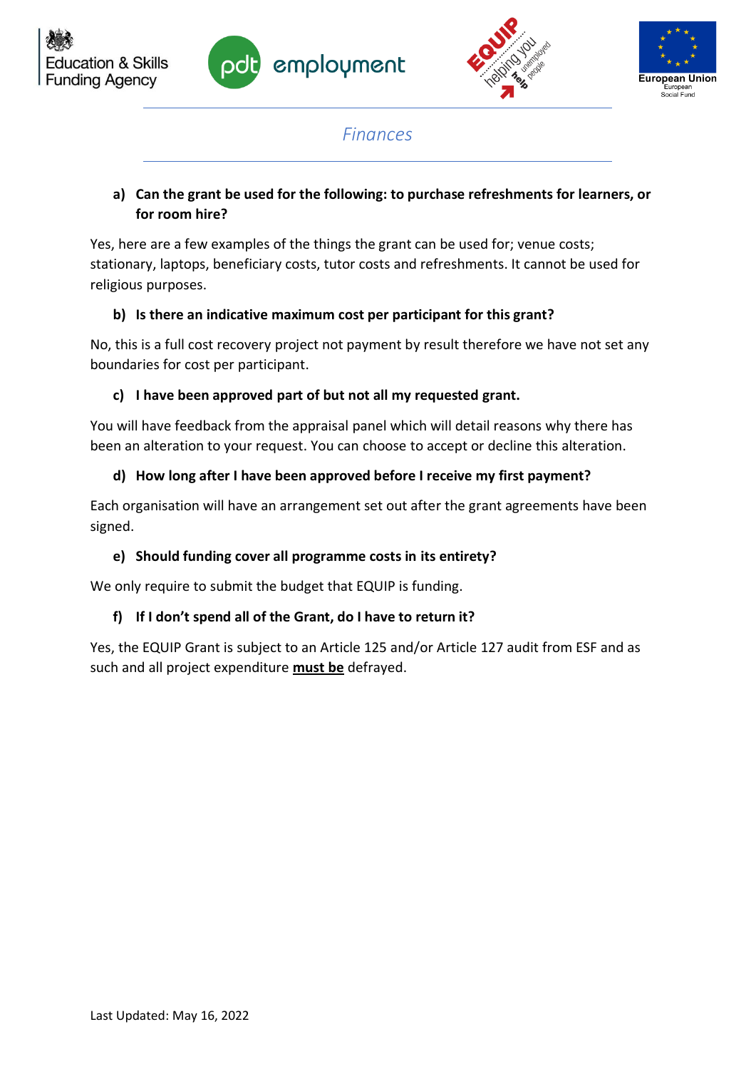## *Finances*

**a) Can the grant be used for the following: to purchase refreshments for learners, or for room hire?**

Yes, here are a few examples of the things the grant can be used for; venue costs; stationary, laptops, beneficiary costs, tutor costs and refreshments. It cannot be used for religious purposes.

**b) Is there an indicative maximum cost per participant for this grant?**

No, this is a full cost recovery project not payment by result therefore we have not set any boundaries for cost per participant.

**c) I have been approved part of but not all my requested grant.**

You will have feedback from the appraisal panel which will detail reasons why there has been an alteration to your request. You can choose to accept or decline this alteration.

**d) How long after I have been approved before I receive my first payment?**

Each organisation will have an arrangement set out after the grant agreements have been signed.

**e) Should funding cover all programme costs in its entirety?**

We only require to submit the budget that EQUIP is funding.

**f) If I don't spend all of the Grant, do I have to return it?**

Yes, the EQUIP Grant is subject to an Article 125 and/or Article 127 audit from ESF and as such and all project expenditure **must be** defrayed.

Last Updated: May 16, 2022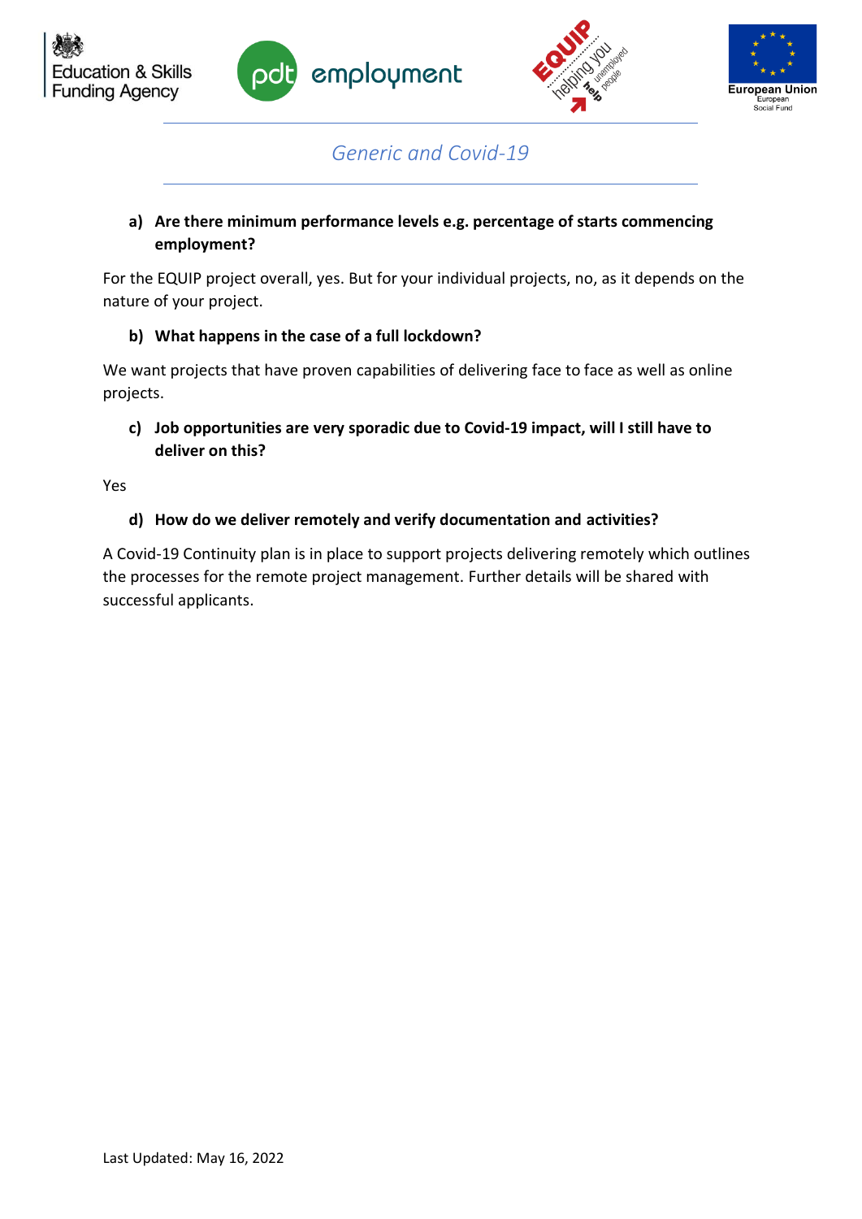## *Generic and Covid-19*

**a) Are there minimum performance levels e.g. percentage of starts commencing employment?**

For the EQUIP project overall, yes. But for your individual projects, no, as it depends on the nature of your project.

**b) What happens in the case of a full lockdown?**

We want projects that have proven capabilities of delivering face to face as well as online projects.

**c) Job opportunities are very sporadic due to Covid-19 impact, will I still have to deliver on this?**

Yes

**d) How do we deliver remotely and verify documentation and activities?**

A Covid-19 Continuity plan is in place to support projects delivering remotely which outlines the processes for the remote project management. Further details will be shared with successful applicants.

Last Updated: May 16, 2022